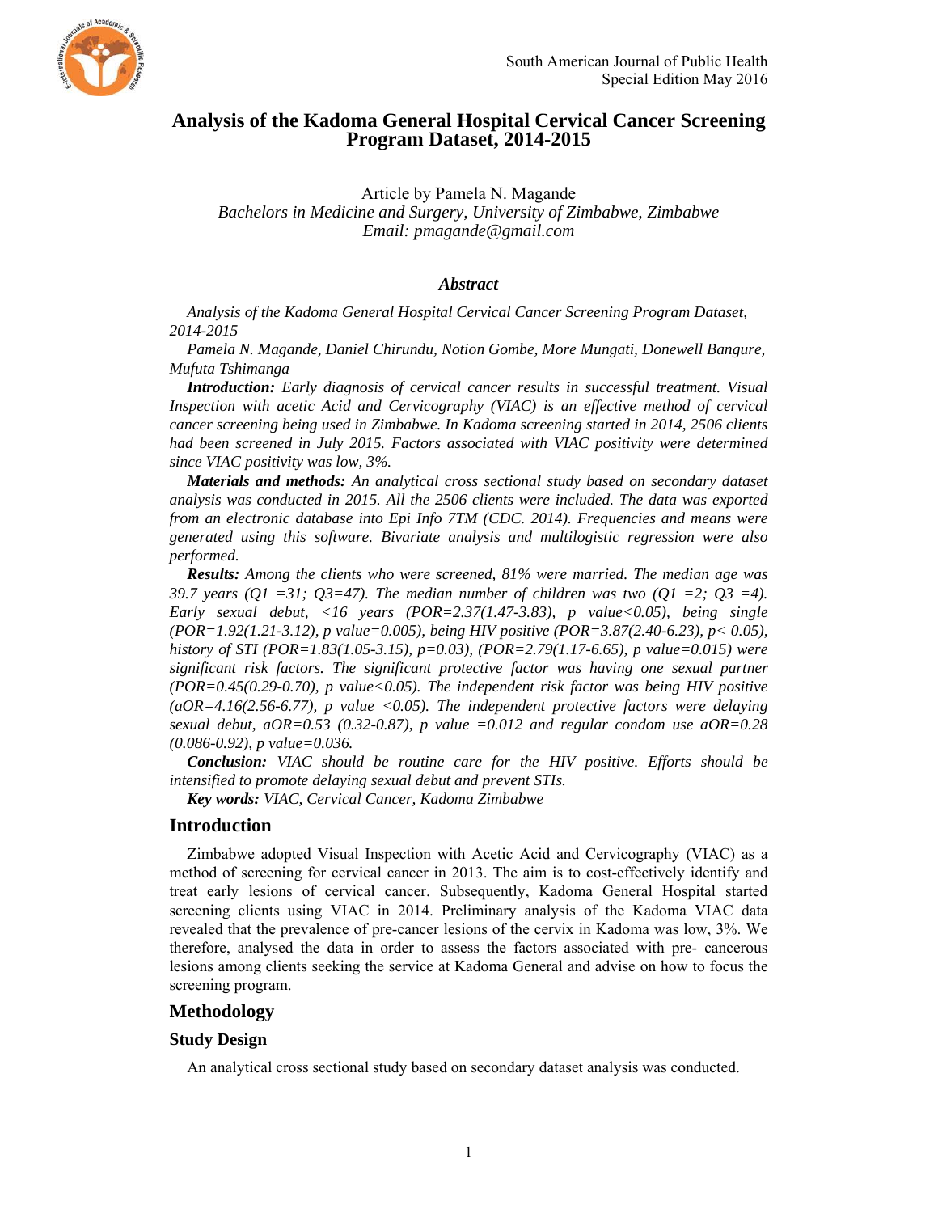# Analysis of the Kadoma General Hospital Cervical Cancer Screening Program Dataset, 2014-2015

Article by Pamela N. Magande
*Bachelors in Medicine and Surgery, University of Zimbabwe, Zimbabwe*
*Email: pmagande@gmail.com*

### *Abstract*

*Analysis of the Kadoma General Hospital Cervical Cancer Screening Program Dataset, 2014-2015*

*Pamela N. Magande, Daniel Chirundu, Notion Gombe, More Mungati, Donewell Bangure, Mufuta Tshimanga*

***Introduction:*** *Early diagnosis of cervical cancer results in successful treatment. Visual Inspection with acetic Acid and Cervicography (VIAC) is an effective method of cervical cancer screening being used in Zimbabwe. In Kadoma screening started in 2014, 2506 clients had been screened in July 2015. Factors associated with VIAC positivity were determined since VIAC positivity was low, 3%.*

***Materials and methods:*** *An analytical cross sectional study based on secondary dataset analysis was conducted in 2015. All the 2506 clients were included. The data was exported from an electronic database into Epi Info 7TM (CDC. 2014). Frequencies and means were generated using this software. Bivariate analysis and multilogistic regression were also performed.*

***Results:*** *Among the clients who were screened, 81% were married. The median age was 39.7 years (Q1 =31; Q3=47). The median number of children was two (Q1 =2; Q3 =4). Early sexual debut, <16 years (POR=2.37(1.47-3.83), p value<0.05), being single (POR=1.92(1.21-3.12), p value=0.005), being HIV positive (POR=3.87(2.40-6.23), p< 0.05), history of STI (POR=1.83(1.05-3.15), p=0.03), (POR=2.79(1.17-6.65), p value=0.015) were significant risk factors. The significant protective factor was having one sexual partner (POR=0.45(0.29-0.70), p value<0.05). The independent risk factor was being HIV positive (aOR=4.16(2.56-6.77), p value <0.05). The independent protective factors were delaying sexual debut, aOR=0.53 (0.32-0.87), p value =0.012 and regular condom use aOR=0.28 (0.086-0.92), p value=0.036.*

***Conclusion:*** *VIAC should be routine care for the HIV positive. Efforts should be intensified to promote delaying sexual debut and prevent STIs.*

***Key words:*** *VIAC, Cervical Cancer, Kadoma Zimbabwe*

## Introduction

Zimbabwe adopted Visual Inspection with Acetic Acid and Cervicography (VIAC) as a method of screening for cervical cancer in 2013. The aim is to cost-effectively identify and treat early lesions of cervical cancer. Subsequently, Kadoma General Hospital started screening clients using VIAC in 2014. Preliminary analysis of the Kadoma VIAC data revealed that the prevalence of pre-cancer lesions of the cervix in Kadoma was low, 3%. We therefore, analysed the data in order to assess the factors associated with pre- cancerous lesions among clients seeking the service at Kadoma General and advise on how to focus the screening program.

## Methodology

### Study Design

An analytical cross sectional study based on secondary dataset analysis was conducted.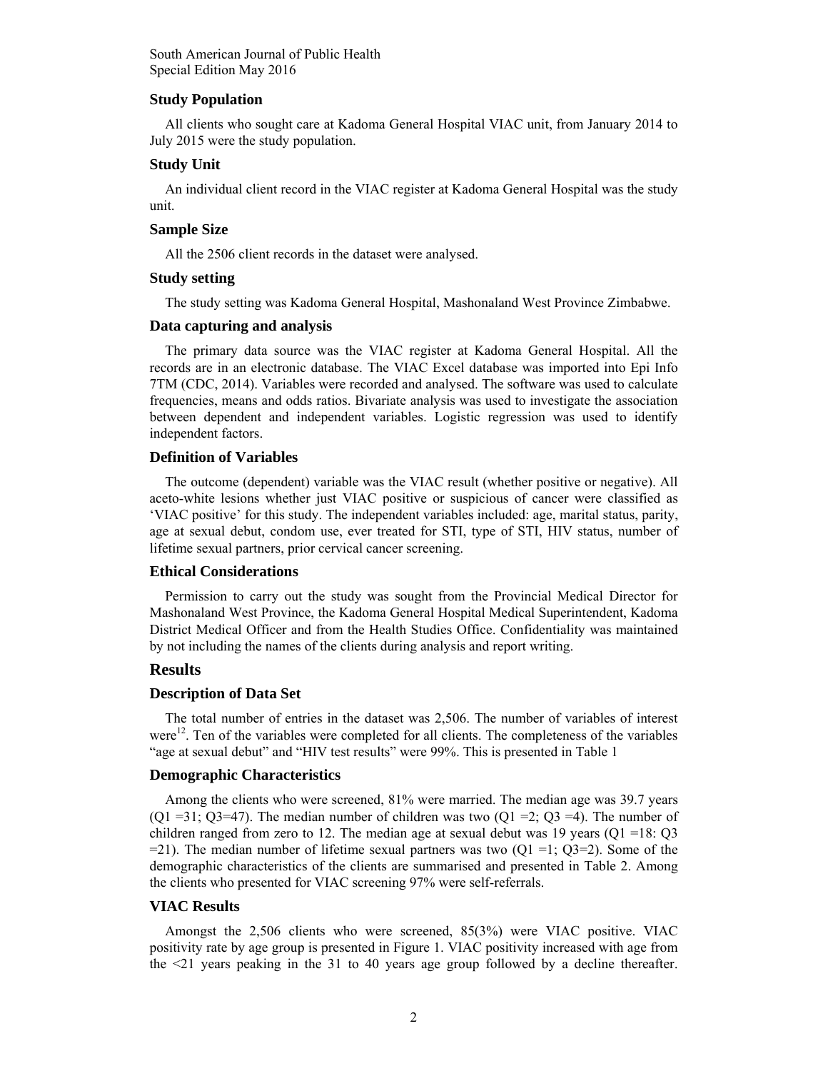### Study Population

All clients who sought care at Kadoma General Hospital VIAC unit, from January 2014 to July 2015 were the study population.

### Study Unit

An individual client record in the VIAC register at Kadoma General Hospital was the study unit.

### Sample Size

All the 2506 client records in the dataset were analysed.

### Study setting

The study setting was Kadoma General Hospital, Mashonaland West Province Zimbabwe.

### Data capturing and analysis

The primary data source was the VIAC register at Kadoma General Hospital. All the records are in an electronic database. The VIAC Excel database was imported into Epi Info 7TM (CDC, 2014). Variables were recorded and analysed. The software was used to calculate frequencies, means and odds ratios. Bivariate analysis was used to investigate the association between dependent and independent variables. Logistic regression was used to identify independent factors.

### Definition of Variables

The outcome (dependent) variable was the VIAC result (whether positive or negative). All aceto-white lesions whether just VIAC positive or suspicious of cancer were classified as 'VIAC positive' for this study. The independent variables included: age, marital status, parity, age at sexual debut, condom use, ever treated for STI, type of STI, HIV status, number of lifetime sexual partners, prior cervical cancer screening.

### Ethical Considerations

Permission to carry out the study was sought from the Provincial Medical Director for Mashonaland West Province, the Kadoma General Hospital Medical Superintendent, Kadoma District Medical Officer and from the Health Studies Office. Confidentiality was maintained by not including the names of the clients during analysis and report writing.

## Results

### Description of Data Set

The total number of entries in the dataset was 2,506. The number of variables of interest were[12]. Ten of the variables were completed for all clients. The completeness of the variables "age at sexual debut" and "HIV test results" were 99%. This is presented in Table 1

### Demographic Characteristics

Among the clients who were screened, 81% were married. The median age was 39.7 years (Q1 =31; Q3=47). The median number of children was two (Q1 =2; Q3 =4). The number of children ranged from zero to 12. The median age at sexual debut was 19 years (Q1 =18: Q3 =21). The median number of lifetime sexual partners was two (Q1 =1; Q3=2). Some of the demographic characteristics of the clients are summarised and presented in Table 2. Among the clients who presented for VIAC screening 97% were self-referrals.

### VIAC Results

Amongst the 2,506 clients who were screened, 85(3%) were VIAC positive. VIAC positivity rate by age group is presented in Figure 1. VIAC positivity increased with age from the <21 years peaking in the 31 to 40 years age group followed by a decline thereafter.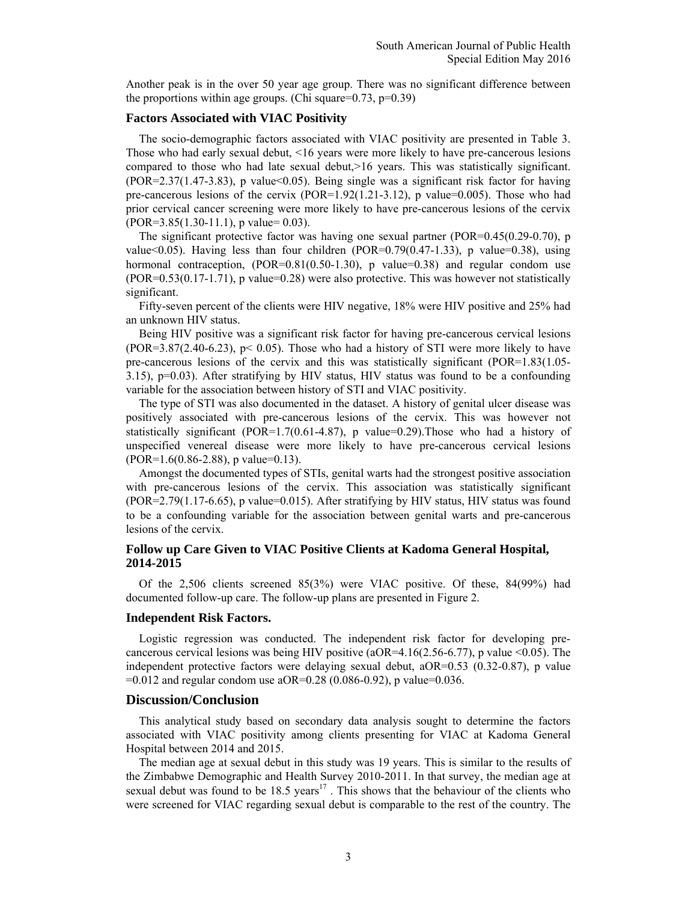Another peak is in the over 50 year age group. There was no significant difference between the proportions within age groups. (Chi square=0.73, p=0.39)

### Factors Associated with VIAC Positivity

The socio-demographic factors associated with VIAC positivity are presented in Table 3. Those who had early sexual debut, <16 years were more likely to have pre-cancerous lesions compared to those who had late sexual debut,>16 years. This was statistically significant. (POR=2.37(1.47-3.83), p value<0.05). Being single was a significant risk factor for having pre-cancerous lesions of the cervix (POR=1.92(1.21-3.12), p value=0.005). Those who had prior cervical cancer screening were more likely to have pre-cancerous lesions of the cervix (POR=3.85(1.30-11.1), p value= 0.03).

The significant protective factor was having one sexual partner (POR=0.45(0.29-0.70), p value<0.05). Having less than four children (POR=0.79(0.47-1.33), p value=0.38), using hormonal contraception, (POR=0.81(0.50-1.30), p value=0.38) and regular condom use (POR=0.53(0.17-1.71), p value=0.28) were also protective. This was however not statistically significant.

Fifty-seven percent of the clients were HIV negative, 18% were HIV positive and 25% had an unknown HIV status.

Being HIV positive was a significant risk factor for having pre-cancerous cervical lesions (POR=3.87(2.40-6.23), p< 0.05). Those who had a history of STI were more likely to have pre-cancerous lesions of the cervix and this was statistically significant (POR=1.83(1.05-3.15), p=0.03). After stratifying by HIV status, HIV status was found to be a confounding variable for the association between history of STI and VIAC positivity.

The type of STI was also documented in the dataset. A history of genital ulcer disease was positively associated with pre-cancerous lesions of the cervix. This was however not statistically significant (POR=1.7(0.61-4.87), p value=0.29).Those who had a history of unspecified venereal disease were more likely to have pre-cancerous cervical lesions (POR=1.6(0.86-2.88), p value=0.13).

Amongst the documented types of STIs, genital warts had the strongest positive association with pre-cancerous lesions of the cervix. This association was statistically significant (POR=2.79(1.17-6.65), p value=0.015). After stratifying by HIV status, HIV status was found to be a confounding variable for the association between genital warts and pre-cancerous lesions of the cervix.

### Follow up Care Given to VIAC Positive Clients at Kadoma General Hospital, 2014-2015

Of the 2,506 clients screened 85(3%) were VIAC positive. Of these, 84(99%) had documented follow-up care. The follow-up plans are presented in Figure 2.

### Independent Risk Factors.

Logistic regression was conducted. The independent risk factor for developing pre-cancerous cervical lesions was being HIV positive (aOR=4.16(2.56-6.77), p value <0.05). The independent protective factors were delaying sexual debut, aOR=0.53 (0.32-0.87), p value =0.012 and regular condom use aOR=0.28 (0.086-0.92), p value=0.036.

## Discussion/Conclusion

This analytical study based on secondary data analysis sought to determine the factors associated with VIAC positivity among clients presenting for VIAC at Kadoma General Hospital between 2014 and 2015.

The median age at sexual debut in this study was 19 years. This is similar to the results of the Zimbabwe Demographic and Health Survey 2010-2011. In that survey, the median age at sexual debut was found to be 18.5 years[17] . This shows that the behaviour of the clients who were screened for VIAC regarding sexual debut is comparable to the rest of the country. The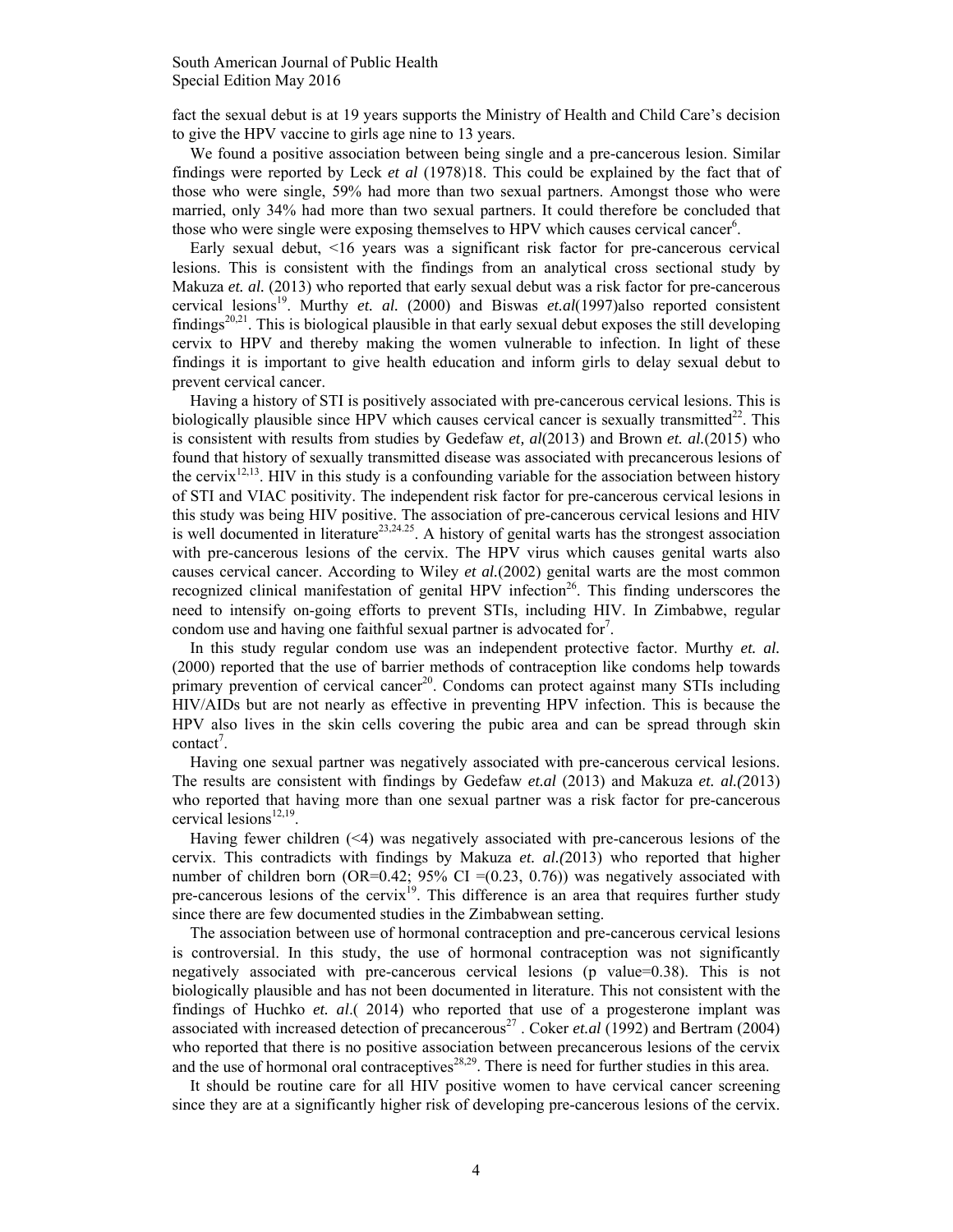fact the sexual debut is at 19 years supports the Ministry of Health and Child Care's decision to give the HPV vaccine to girls age nine to 13 years.

We found a positive association between being single and a pre-cancerous lesion. Similar findings were reported by Leck *et al* (1978)18. This could be explained by the fact that of those who were single, 59% had more than two sexual partners. Amongst those who were married, only 34% had more than two sexual partners. It could therefore be concluded that those who were single were exposing themselves to HPV which causes cervical cancer[6].

Early sexual debut, <16 years was a significant risk factor for pre-cancerous cervical lesions. This is consistent with the findings from an analytical cross sectional study by Makuza *et. al.* (2013) who reported that early sexual debut was a risk factor for pre-cancerous cervical lesions[19]. Murthy *et. al.* (2000) and Biswas *et.al*(1997)also reported consistent findings[20,21]. This is biological plausible in that early sexual debut exposes the still developing cervix to HPV and thereby making the women vulnerable to infection. In light of these findings it is important to give health education and inform girls to delay sexual debut to prevent cervical cancer.

Having a history of STI is positively associated with pre-cancerous cervical lesions. This is biologically plausible since HPV which causes cervical cancer is sexually transmitted[22]. This is consistent with results from studies by Gedefaw *et, al*(2013) and Brown *et. al.*(2015) who found that history of sexually transmitted disease was associated with precancerous lesions of the cervix[12,13]. HIV in this study is a confounding variable for the association between history of STI and VIAC positivity. The independent risk factor for pre-cancerous cervical lesions in this study was being HIV positive. The association of pre-cancerous cervical lesions and HIV is well documented in literature[23,24,25]. A history of genital warts has the strongest association with pre-cancerous lesions of the cervix. The HPV virus which causes genital warts also causes cervical cancer. According to Wiley *et al.*(2002) genital warts are the most common recognized clinical manifestation of genital HPV infection[26]. This finding underscores the need to intensify on-going efforts to prevent STIs, including HIV. In Zimbabwe, regular condom use and having one faithful sexual partner is advocated for[7].

In this study regular condom use was an independent protective factor. Murthy *et. al.* (2000) reported that the use of barrier methods of contraception like condoms help towards primary prevention of cervical cancer[20]. Condoms can protect against many STIs including HIV/AIDs but are not nearly as effective in preventing HPV infection. This is because the HPV also lives in the skin cells covering the pubic area and can be spread through skin contact[7].

Having one sexual partner was negatively associated with pre-cancerous cervical lesions. The results are consistent with findings by Gedefaw *et.al* (2013) and Makuza *et. al.(*2013) who reported that having more than one sexual partner was a risk factor for pre-cancerous cervical lesions[12,19].

Having fewer children (<4) was negatively associated with pre-cancerous lesions of the cervix. This contradicts with findings by Makuza *et. al.(*2013) who reported that higher number of children born (OR=0.42; 95% CI =(0.23, 0.76)) was negatively associated with pre-cancerous lesions of the cervix[19]. This difference is an area that requires further study since there are few documented studies in the Zimbabwean setting.

The association between use of hormonal contraception and pre-cancerous cervical lesions is controversial. In this study, the use of hormonal contraception was not significantly negatively associated with pre-cancerous cervical lesions (p value=0.38). This is not biologically plausible and has not been documented in literature. This not consistent with the findings of Huchko *et. al*.( 2014) who reported that use of a progesterone implant was associated with increased detection of precancerous[27] . Coker *et.al* (1992) and Bertram (2004) who reported that there is no positive association between precancerous lesions of the cervix and the use of hormonal oral contraceptives[28,29]. There is need for further studies in this area.

It should be routine care for all HIV positive women to have cervical cancer screening since they are at a significantly higher risk of developing pre-cancerous lesions of the cervix.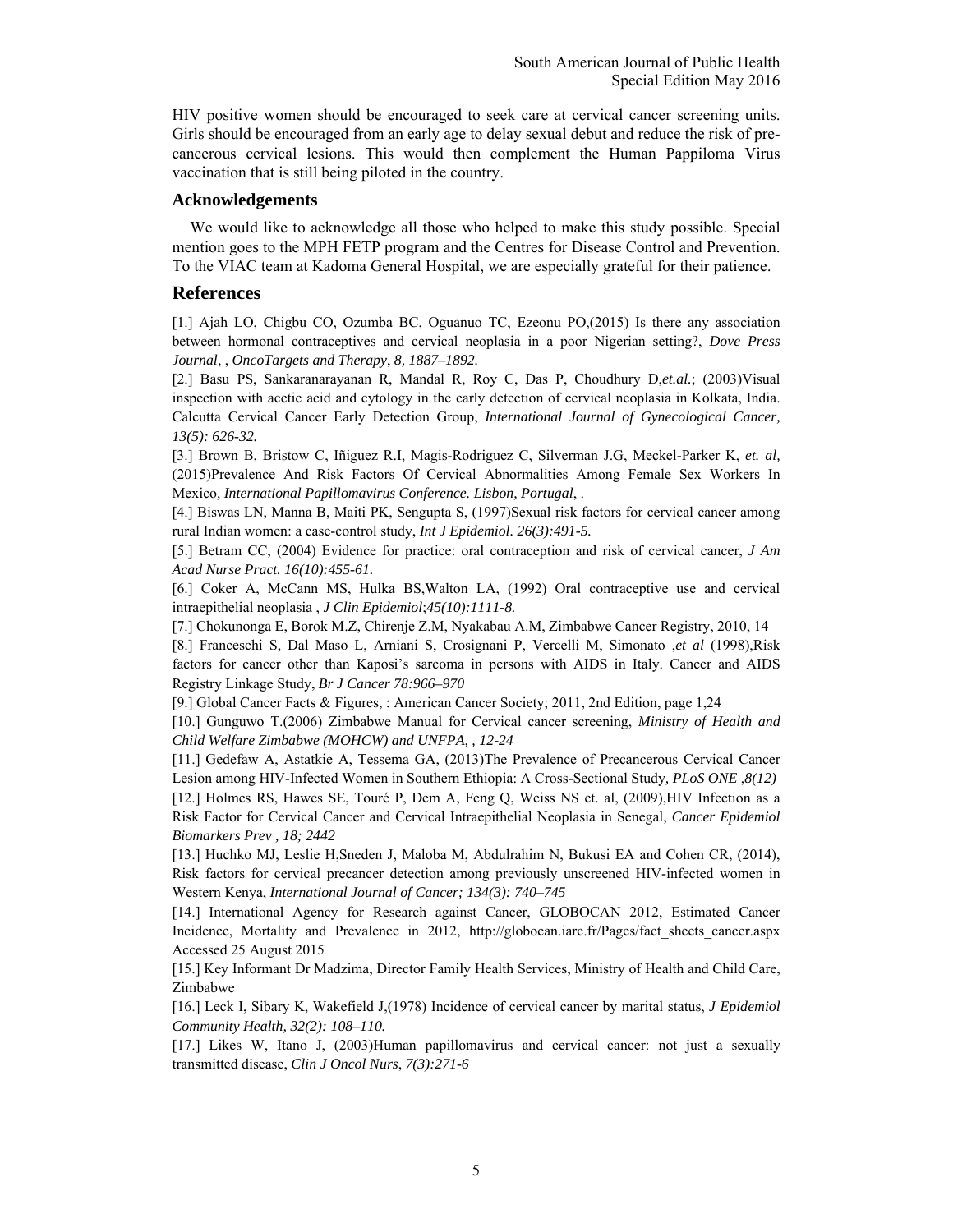HIV positive women should be encouraged to seek care at cervical cancer screening units. Girls should be encouraged from an early age to delay sexual debut and reduce the risk of pre-cancerous cervical lesions. This would then complement the Human Pappiloma Virus vaccination that is still being piloted in the country.

### Acknowledgements

We would like to acknowledge all those who helped to make this study possible. Special mention goes to the MPH FETP program and the Centres for Disease Control and Prevention. To the VIAC team at Kadoma General Hospital, we are especially grateful for their patience.

## References

[1.] Ajah LO, Chigbu CO, Ozumba BC, Oguanuo TC, Ezeonu PO,(2015) Is there any association between hormonal contraceptives and cervical neoplasia in a poor Nigerian setting?, *Dove Press Journal*, , *OncoTargets and Therapy*, *8, 1887–1892.*

[2.] Basu PS, Sankaranarayanan R, Mandal R, Roy C, Das P, Choudhury D,*et.al.*; (2003)Visual inspection with acetic acid and cytology in the early detection of cervical neoplasia in Kolkata, India. Calcutta Cervical Cancer Early Detection Group, *International Journal of Gynecological Cancer, 13(5): 626-32.*

[3.] Brown B, Bristow C, Iñiguez R.I, Magis-Rodriguez C, Silverman J.G, Meckel-Parker K, *et. al,* (2015)Prevalence And Risk Factors Of Cervical Abnormalities Among Female Sex Workers In Mexico, *International Papillomavirus Conference. Lisbon, Portugal*, .

[4.] Biswas LN, Manna B, Maiti PK, Sengupta S, (1997)Sexual risk factors for cervical cancer among rural Indian women: a case-control study, *Int J Epidemiol. 26(3):491-5.*

[5.] Betram CC, (2004) Evidence for practice: oral contraception and risk of cervical cancer, *J Am Acad Nurse Pract. 16(10):455-61.*

[6.] Coker A, McCann MS, Hulka BS,Walton LA, (1992) Oral contraceptive use and cervical intraepithelial neoplasia , *J Clin Epidemiol*;*45(10):1111-8.*

[7.] Chokunonga E, Borok M.Z, Chirenje Z.M, Nyakabau A.M, Zimbabwe Cancer Registry, 2010, 14

[8.] Franceschi S, Dal Maso L, Arniani S, Crosignani P, Vercelli M, Simonato ,*et al* (1998),Risk factors for cancer other than Kaposi's sarcoma in persons with AIDS in Italy. Cancer and AIDS Registry Linkage Study, *Br J Cancer 78:966–970*

[9.] Global Cancer Facts & Figures, : American Cancer Society; 2011, 2nd Edition, page 1,24

[10.] Gunguwo T.(2006) Zimbabwe Manual for Cervical cancer screening, *Ministry of Health and Child Welfare Zimbabwe (MOHCW) and UNFPA, , 12-24*

[11.] Gedefaw A, Astatkie A, Tessema GA, (2013)The Prevalence of Precancerous Cervical Cancer Lesion among HIV-Infected Women in Southern Ethiopia: A Cross-Sectional Study, *PLoS ONE* ,*8(12)*

[12.] Holmes RS, Hawes SE, Touré P, Dem A, Feng Q, Weiss NS et. al, (2009),HIV Infection as a Risk Factor for Cervical Cancer and Cervical Intraepithelial Neoplasia in Senegal, *Cancer Epidemiol Biomarkers Prev , 18; 2442*

[13.] Huchko MJ, Leslie H,Sneden J, Maloba M, Abdulrahim N, Bukusi EA and Cohen CR, (2014), Risk factors for cervical precancer detection among previously unscreened HIV-infected women in Western Kenya, *International Journal of Cancer; 134(3): 740–745*

[14.] International Agency for Research against Cancer, GLOBOCAN 2012, Estimated Cancer Incidence, Mortality and Prevalence in 2012, http://globocan.iarc.fr/Pages/fact_sheets_cancer.aspx Accessed 25 August 2015

[15.] Key Informant Dr Madzima, Director Family Health Services, Ministry of Health and Child Care, Zimbabwe

[16.] Leck I, Sibary K, Wakefield J,(1978) Incidence of cervical cancer by marital status, *J Epidemiol Community Health, 32(2): 108–110.*

[17.] Likes W, Itano J, (2003)Human papillomavirus and cervical cancer: not just a sexually transmitted disease, *Clin J Oncol Nurs*, *7(3):271-6*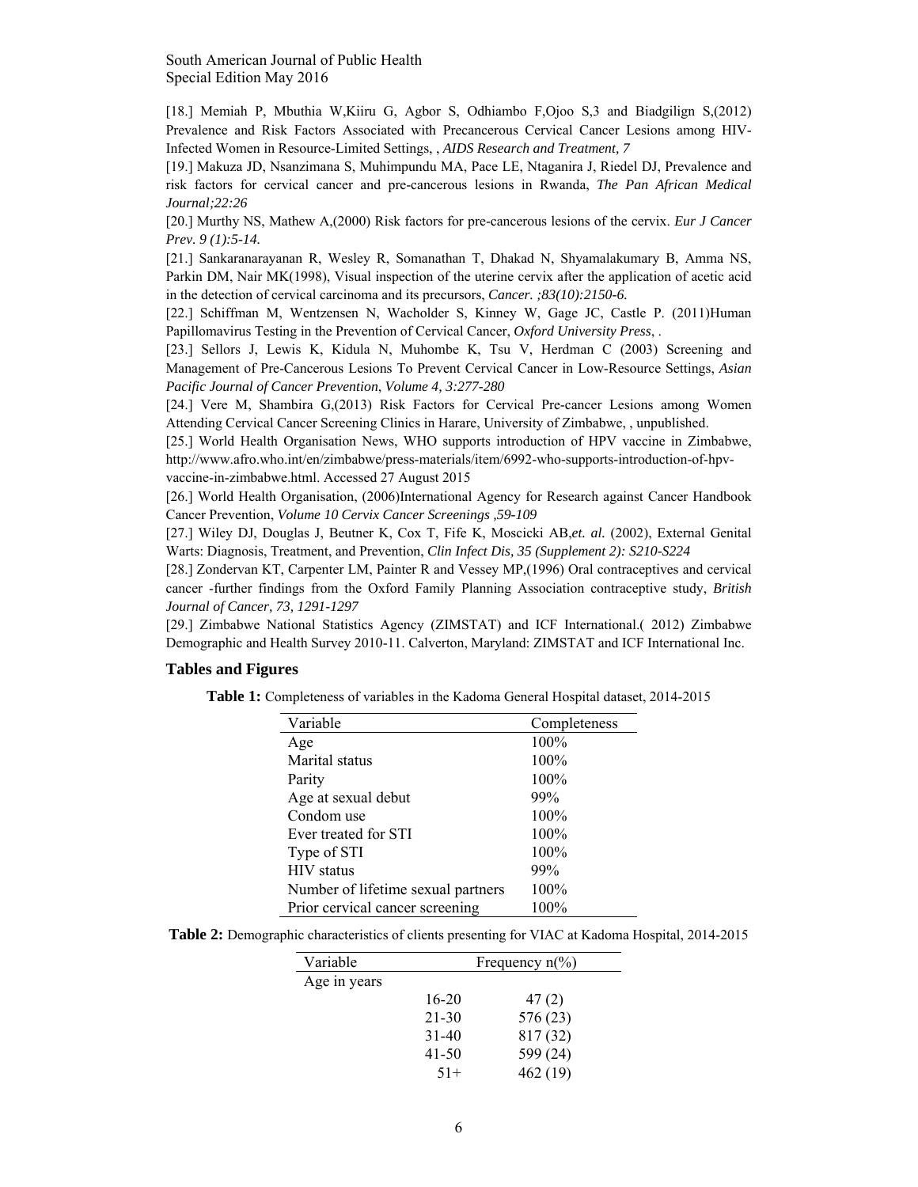[18.] Memiah P, Mbuthia W,Kiiru G, Agbor S, Odhiambo F,Ojoo S,3 and Biadgilign S,(2012) Prevalence and Risk Factors Associated with Precancerous Cervical Cancer Lesions among HIV-Infected Women in Resource-Limited Settings, , *AIDS Research and Treatment, 7*

[19.] Makuza JD, Nsanzimana S, Muhimpundu MA, Pace LE, Ntaganira J, Riedel DJ, Prevalence and risk factors for cervical cancer and pre-cancerous lesions in Rwanda, *The Pan African Medical Journal;22:26*

[20.] Murthy NS, Mathew A,(2000) Risk factors for pre-cancerous lesions of the cervix. *Eur J Cancer Prev. 9 (1):5-14.*

[21.] Sankaranarayanan R, Wesley R, Somanathan T, Dhakad N, Shyamalakumary B, Amma NS, Parkin DM, Nair MK(1998), Visual inspection of the uterine cervix after the application of acetic acid in the detection of cervical carcinoma and its precursors, *Cancer. ;83(10):2150-6.*

[22.] Schiffman M, Wentzensen N, Wacholder S, Kinney W, Gage JC, Castle P. (2011)Human Papillomavirus Testing in the Prevention of Cervical Cancer, *Oxford University Press*, .

[23.] Sellors J, Lewis K, Kidula N, Muhombe K, Tsu V, Herdman C (2003) Screening and Management of Pre-Cancerous Lesions To Prevent Cervical Cancer in Low-Resource Settings, *Asian Pacific Journal of Cancer Prevention*, *Volume 4, 3:277-280*

[24.] Vere M, Shambira G,(2013) Risk Factors for Cervical Pre-cancer Lesions among Women Attending Cervical Cancer Screening Clinics in Harare, University of Zimbabwe, , unpublished.

[25.] World Health Organisation News, WHO supports introduction of HPV vaccine in Zimbabwe, http://www.afro.who.int/en/zimbabwe/press-materials/item/6992-who-supports-introduction-of-hpv-vaccine-in-zimbabwe.html. Accessed 27 August 2015

[26.] World Health Organisation, (2006)International Agency for Research against Cancer Handbook Cancer Prevention, *Volume 10 Cervix Cancer Screenings ,59-109*

[27.] Wiley DJ, Douglas J, Beutner K, Cox T, Fife K, Moscicki AB,*et. al.* (2002), External Genital Warts: Diagnosis, Treatment, and Prevention, *Clin Infect Dis, 35 (Supplement 2): S210-S224*

[28.] Zondervan KT, Carpenter LM, Painter R and Vessey MP,(1996) Oral contraceptives and cervical cancer -further findings from the Oxford Family Planning Association contraceptive study, *British Journal of Cancer, 73, 1291-1297*

[29.] Zimbabwe National Statistics Agency (ZIMSTAT) and ICF International.( 2012) Zimbabwe Demographic and Health Survey 2010-11. Calverton, Maryland: ZIMSTAT and ICF International Inc.

### Tables and Figures

**Table 1:** Completeness of variables in the Kadoma General Hospital dataset, 2014-2015

| Variable | Completeness |
|---|---|
| Age | 100% |
| Marital status | 100% |
| Parity | 100% |
| Age at sexual debut | 99% |
| Condom use | 100% |
| Ever treated for STI | 100% |
| Type of STI | 100% |
| HIV status | 99% |
| Number of lifetime sexual partners | 100% |
| Prior cervical cancer screening | 100% |

**Table 2:** Demographic characteristics of clients presenting for VIAC at Kadoma Hospital, 2014-2015

| Variable | | Frequency n(%) |
|---|---|---|
| Age in years | | |
| | 16-20 | 47 (2) |
| | 21-30 | 576 (23) |
| | 31-40 | 817 (32) |
| | 41-50 | 599 (24) |
| | 51+ | 462 (19) |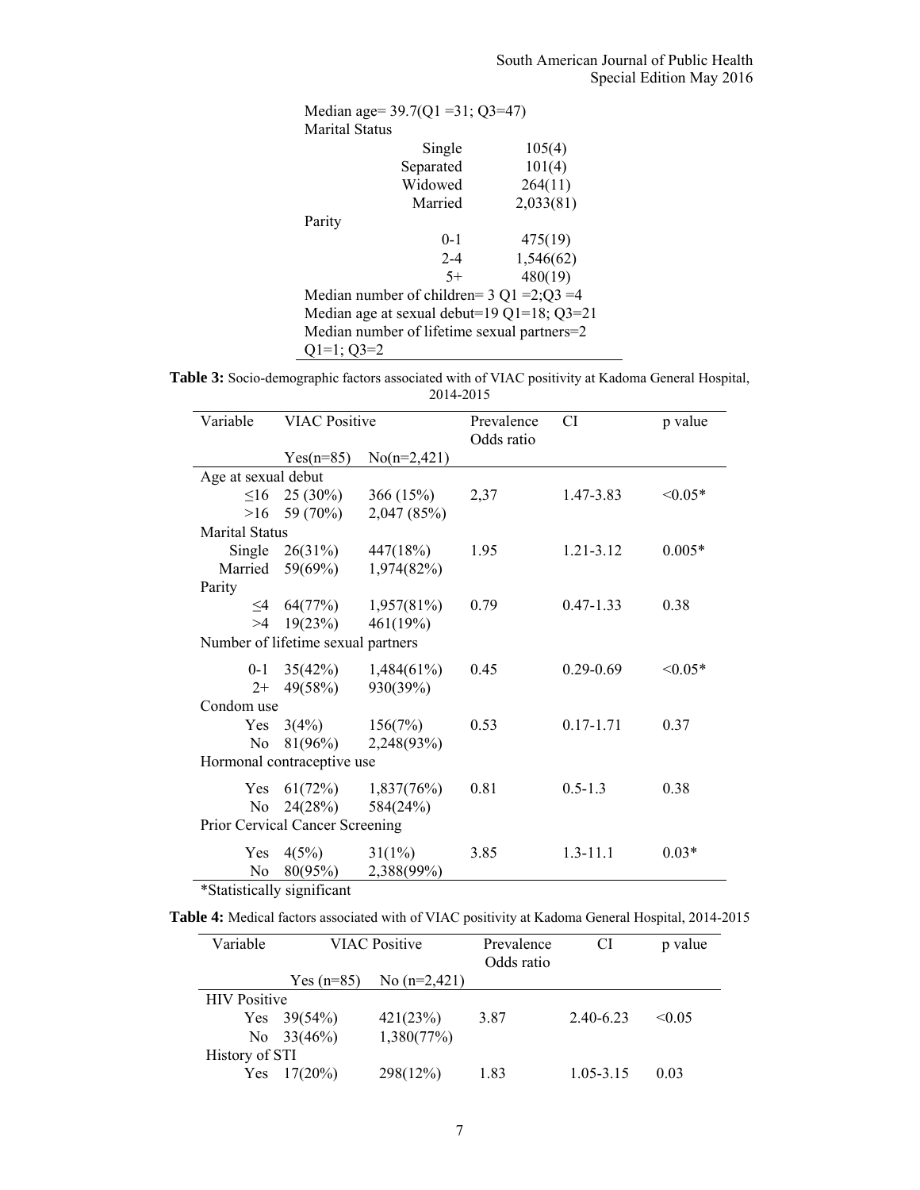| | |
|---|---|
| Median age= 39.7(Q1 =31; Q3=47) | |
| Marital Status | |
| Single | 105(4) |
| Separated | 101(4) |
| Widowed | 264(11) |
| Married | 2,033(81) |
| Parity | |
| 0-1 | 475(19) |
| 2-4 | 1,546(62) |
| 5+ | 480(19) |
| Median number of children= 3 Q1 =2;Q3 =4 | |
| Median age at sexual debut=19 Q1=18; Q3=21 | |
| Median number of lifetime sexual partners=2 Q1=1; Q3=2 | |

**Table 3:** Socio-demographic factors associated with of VIAC positivity at Kadoma General Hospital, 2014-2015

| Variable | VIAC Positive | | Prevalence Odds ratio | CI | p value |
|---|---|---|---|---|---|
| | Yes(n=85) | No(n=2,421) | | | |
| Age at sexual debut | | | | | |
| ≤16 | 25 (30%) | 366 (15%) | 2,37 | 1.47-3.83 | <0.05* |
| >16 | 59 (70%) | 2,047 (85%) | | | |
| Marital Status | | | | | |
| Single | 26(31%) | 447(18%) | 1.95 | 1.21-3.12 | 0.005* |
| Married | 59(69%) | 1,974(82%) | | | |
| Parity | | | | | |
| ≤4 | 64(77%) | 1,957(81%) | 0.79 | 0.47-1.33 | 0.38 |
| >4 | 19(23%) | 461(19%) | | | |
| Number of lifetime sexual partners | | | | | |
| 0-1 | 35(42%) | 1,484(61%) | 0.45 | 0.29-0.69 | <0.05* |
| 2+ | 49(58%) | 930(39%) | | | |
| Condom use | | | | | |
| Yes | 3(4%) | 156(7%) | 0.53 | 0.17-1.71 | 0.37 |
| No | 81(96%) | 2,248(93%) | | | |
| Hormonal contraceptive use | | | | | |
| Yes | 61(72%) | 1,837(76%) | 0.81 | 0.5-1.3 | 0.38 |
| No | 24(28%) | 584(24%) | | | |
| Prior Cervical Cancer Screening | | | | | |
| Yes | 4(5%) | 31(1%) | 3.85 | 1.3-11.1 | 0.03* |
| No | 80(95%) | 2,388(99%) | | | |

*Statistically significant

**Table 4:** Medical factors associated with of VIAC positivity at Kadoma General Hospital, 2014-2015

| Variable | VIAC Positive | | Prevalence Odds ratio | CI | p value |
|---|---|---|---|---|---|
| | Yes (n=85) | No (n=2,421) | | | |
| HIV Positive | | | | | |
| Yes | 39(54%) | 421(23%) | 3.87 | 2.40-6.23 | <0.05 |
| No | 33(46%) | 1,380(77%) | | | |
| History of STI | | | | | |
| Yes | 17(20%) | 298(12%) | 1.83 | 1.05-3.15 | 0.03 |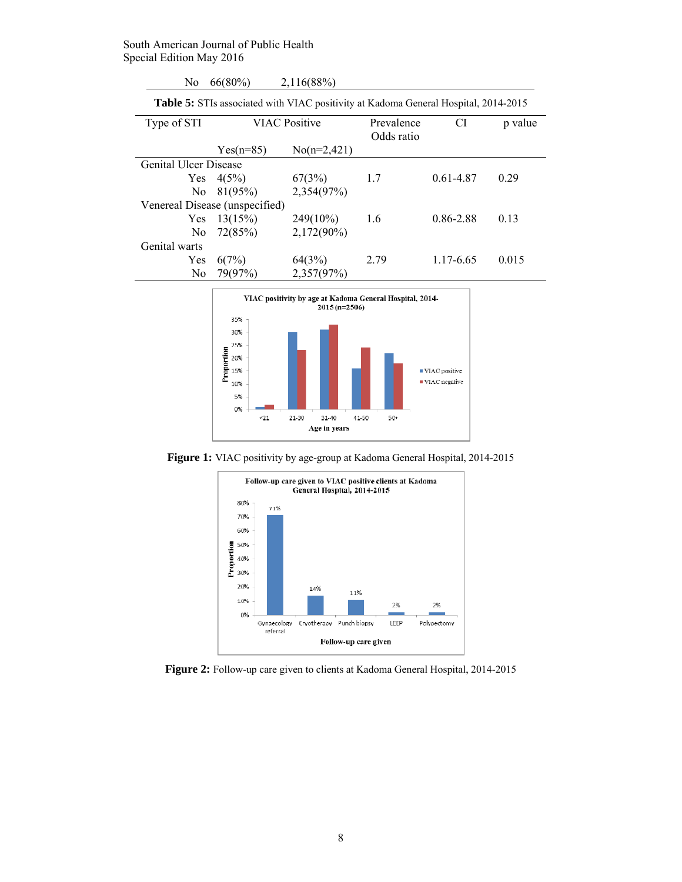| No | 66(80%) | 2,116(88%) |
|---|---|---|

**Table 5:** STIs associated with VIAC positivity at Kadoma General Hospital, 2014-2015

| Type of STI | | VIAC Positive | | Prevalence Odds ratio | CI | p value |
|---|---|---|---|---|---|---|
| | | Yes(n=85) | No(n=2,421) | | | |
| Genital Ulcer Disease | | | | | | |
| | Yes | 4(5%) | 67(3%) | 1.7 | 0.61-4.87 | 0.29 |
| | No | 81(95%) | 2,354(97%) | | | |
| Venereal Disease (unspecified) | | | | | | |
| | Yes | 13(15%) | 249(10%) | 1.6 | 0.86-2.88 | 0.13 |
| | No | 72(85%) | 2,172(90%) | | | |
| Genital warts | | | | | | |
| | Yes | 6(7%) | 64(3%) | 2.79 | 1.17-6.65 | 0.015 |
| | No | 79(97%) | 2,357(97%) | | | |

VIAC positivity by age at Kadoma General Hospital, 2014-2015 (n=2506)

Proportion

35%
30%
25%
20%
15%
10%
5%
0%

<21
21-30
31-40
41-50
50+

Age in years

VIAC positive
VIAC negative

**Figure 1:** VIAC positivity by age-group at Kadoma General Hospital, 2014-2015

Follow-up care given to VIAC positive clients at Kadoma General Hospital, 2014-2015

Proportion

80%
70%
60%
50%
40%
30%
20%
10%
0%

71%
14%
11%
2%
2%

Gynaecology referral
Cryotherapy
Punch biopsy
LEEP
Polypectomy

Follow-up care given

**Figure 2:** Follow-up care given to clients at Kadoma General Hospital, 2014-2015